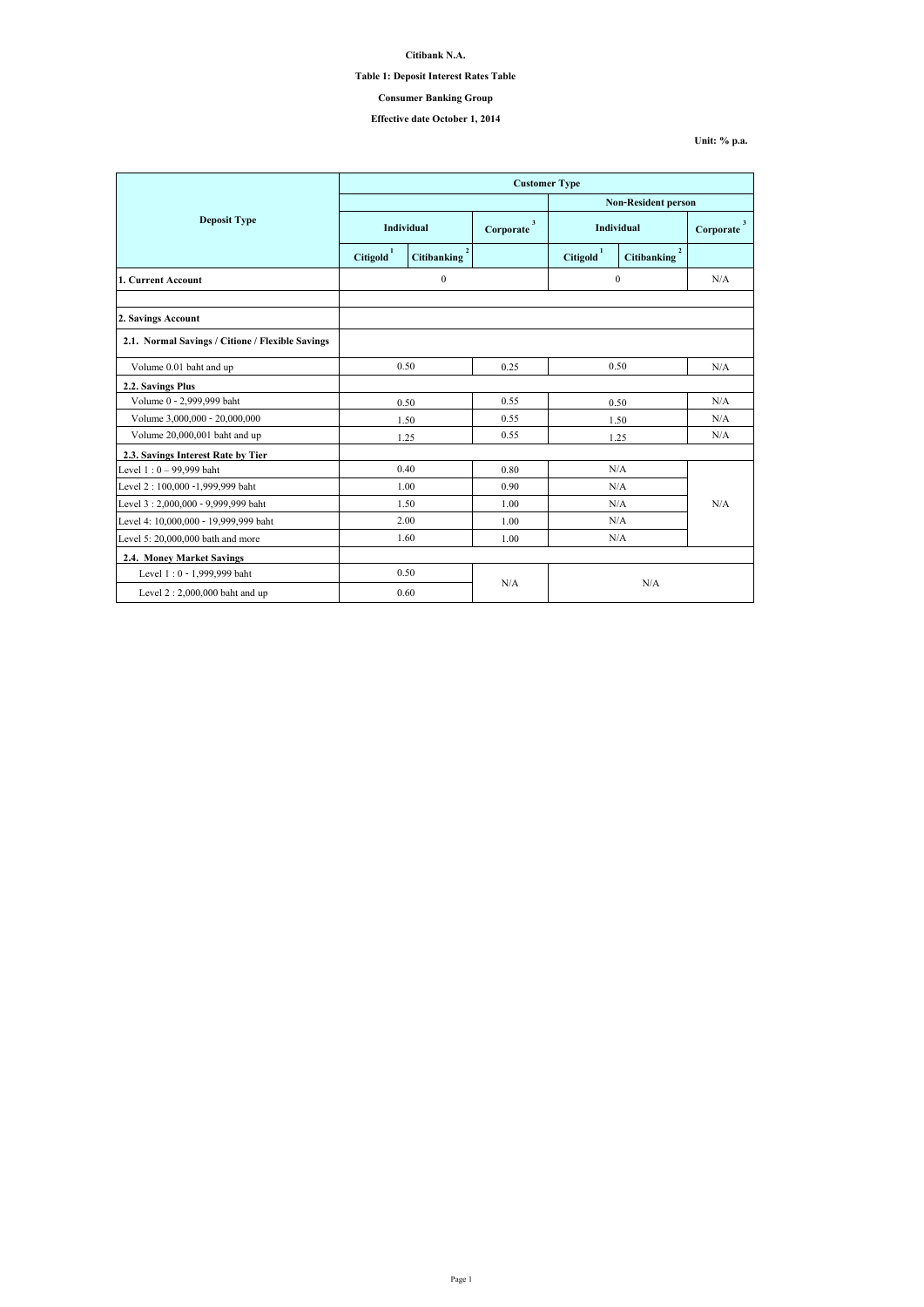**Citibank N.A.**

**Table 1: Deposit Interest Rates Table**

**Consumer Banking Group**

**Effective date October 1, 2014**

**Unit: % p.a.**

| Deposit Type | Customer Type | | | | | |
|---|---|---|---|---|---|---|
| | | | | Non-Resident person | | |
| | Individual | | Corporate [3] | Individual | | Corporate [3] |
| | Citigold [1] | Citibanking [2] | | Citigold [1] | Citibanking [2] | |
| **1. Current Account** | 0 | | | 0 | | N/A |
| | | | | | | |
| **2. Savings Account** | | | | | | |
| **2.1. Normal Savings / Citione / Flexible Savings** | | | | | | |
| Volume 0.01 baht and up | 0.50 | | 0.25 | 0.50 | | N/A |
| **2.2. Savings Plus** | | | | | | |
| Volume 0 - 2,999,999 baht | 0.50 | | 0.55 | 0.50 | | N/A |
| Volume 3,000,000 - 20,000,000 | 1.50 | | 0.55 | 1.50 | | N/A |
| Volume 20,000,001 baht and up | 1.25 | | 0.55 | 1.25 | | N/A |
| **2.3. Savings Interest Rate by Tier** | | | | | | |
| Level 1 : 0 – 99,999 baht | 0.40 | | 0.80 | N/A | | N/A |
| Level 2 : 100,000 -1,999,999 baht | 1.00 | | 0.90 | N/A | | |
| Level 3 : 2,000,000 - 9,999,999 baht | 1.50 | | 1.00 | N/A | | |
| Level 4: 10,000,000 - 19,999,999 baht | 2.00 | | 1.00 | N/A | | |
| Level 5: 20,000,000 bath and more | 1.60 | | 1.00 | N/A | | |
| **2.4. Money Market Savings** | | | | | | |
| Level 1 : 0 - 1,999,999 baht | 0.50 | | N/A | N/A | | |
| Level 2 : 2,000,000 baht and up | 0.60 | | | | | |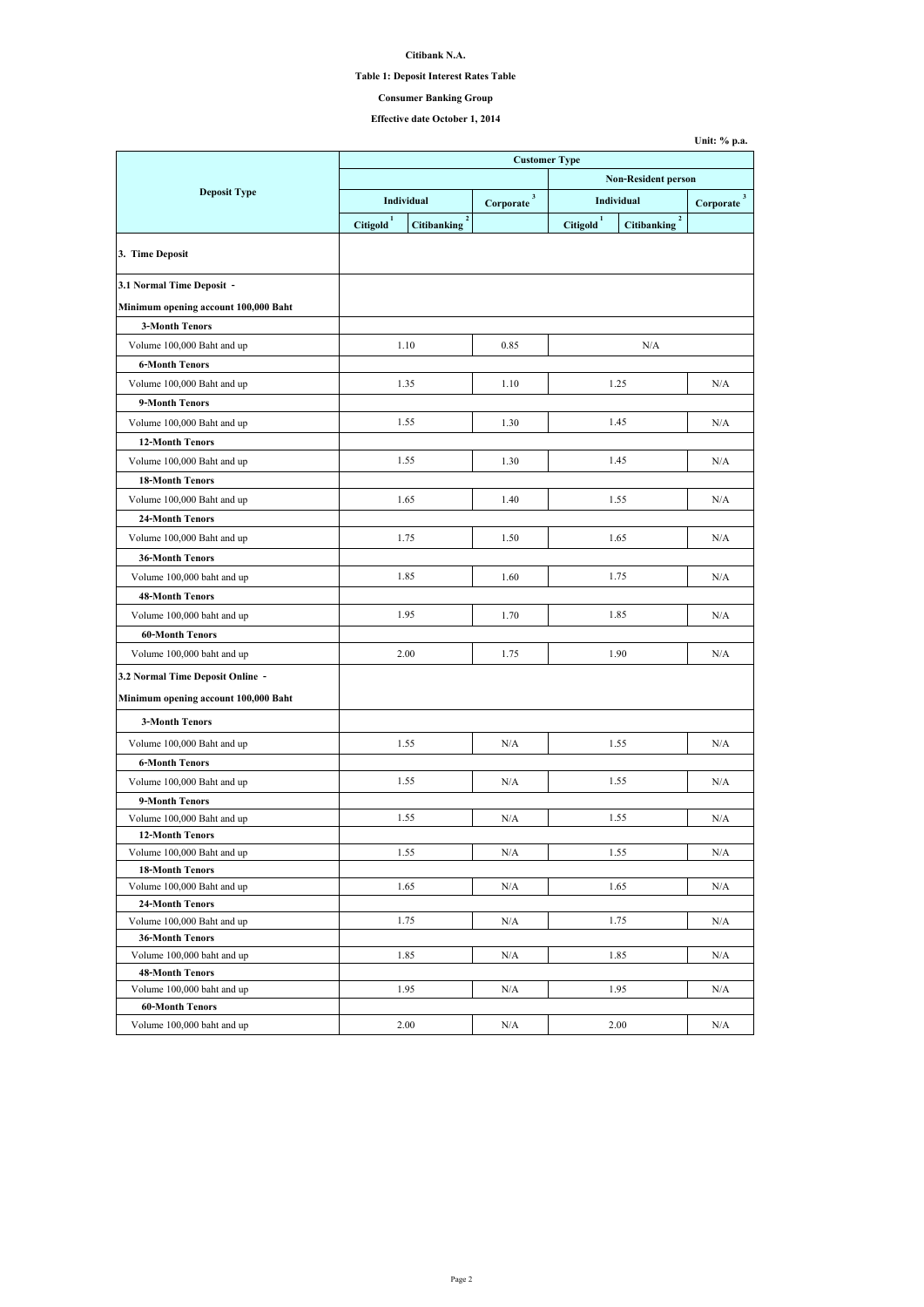**Citibank N.A.**

**Table 1: Deposit Interest Rates Table**

**Consumer Banking Group**

**Effective date October 1, 2014**

**Unit: % p.a.**

| Deposit Type | Customer Type | | | | | |
|---|---|---|---|---|---|---|
| | | | | Non-Resident person | | |
| | Individual | | Corporate [3] | Individual | | Corporate [3] |
| | Citigold [1] | Citibanking [2] | | Citigold [1] | Citibanking [2] | |
| **3. Time Deposit** | | | | | | |
| **3.1 Normal Time Deposit - Minimum opening account 100,000 Baht** | | | | | | |
| **3-Month Tenors** | | | | | | |
| Volume 100,000 Baht and up | 1.10 | | 0.85 | N/A | | |
| **6-Month Tenors** | | | | | | |
| Volume 100,000 Baht and up | 1.35 | | 1.10 | 1.25 | | N/A |
| **9-Month Tenors** | | | | | | |
| Volume 100,000 Baht and up | 1.55 | | 1.30 | 1.45 | | N/A |
| **12-Month Tenors** | | | | | | |
| Volume 100,000 Baht and up | 1.55 | | 1.30 | 1.45 | | N/A |
| **18-Month Tenors** | | | | | | |
| Volume 100,000 Baht and up | 1.65 | | 1.40 | 1.55 | | N/A |
| **24-Month Tenors** | | | | | | |
| Volume 100,000 Baht and up | 1.75 | | 1.50 | 1.65 | | N/A |
| **36-Month Tenors** | | | | | | |
| Volume 100,000 baht and up | 1.85 | | 1.60 | 1.75 | | N/A |
| **48-Month Tenors** | | | | | | |
| Volume 100,000 baht and up | 1.95 | | 1.70 | 1.85 | | N/A |
| **60-Month Tenors** | | | | | | |
| Volume 100,000 baht and up | 2.00 | | 1.75 | 1.90 | | N/A |
| **3.2 Normal Time Deposit Online - Minimum opening account 100,000 Baht** | | | | | | |
| **3-Month Tenors** | | | | | | |
| Volume 100,000 Baht and up | 1.55 | | N/A | 1.55 | | N/A |
| **6-Month Tenors** | | | | | | |
| Volume 100,000 Baht and up | 1.55 | | N/A | 1.55 | | N/A |
| **9-Month Tenors** | | | | | | |
| Volume 100,000 Baht and up | 1.55 | | N/A | 1.55 | | N/A |
| **12-Month Tenors** | | | | | | |
| Volume 100,000 Baht and up | 1.55 | | N/A | 1.55 | | N/A |
| **18-Month Tenors** | | | | | | |
| Volume 100,000 Baht and up | 1.65 | | N/A | 1.65 | | N/A |
| **24-Month Tenors** | | | | | | |
| Volume 100,000 Baht and up | 1.75 | | N/A | 1.75 | | N/A |
| **36-Month Tenors** | | | | | | |
| Volume 100,000 baht and up | 1.85 | | N/A | 1.85 | | N/A |
| **48-Month Tenors** | | | | | | |
| Volume 100,000 baht and up | 1.95 | | N/A | 1.95 | | N/A |
| **60-Month Tenors** | | | | | | |
| Volume 100,000 baht and up | 2.00 | | N/A | 2.00 | | N/A |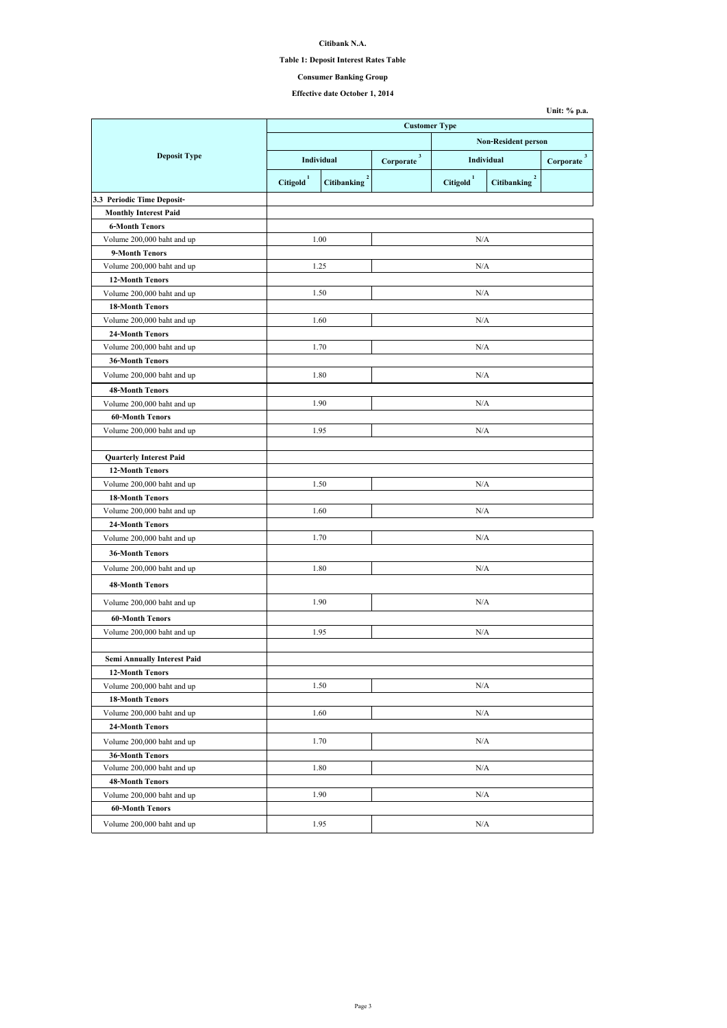**Citibank N.A.**

**Table 1: Deposit Interest Rates Table**

**Consumer Banking Group**

**Effective date October 1, 2014**

**Unit: % p.a.**

| Deposit Type | Customer Type | | | | | |
|---|---|---|---|---|---|---|
| | | | | Non-Resident person | | |
| | Individual | | Corporate [3] | Individual | | Corporate [3] |
| | Citigold [1] | Citibanking [2] | | Citigold [1] | Citibanking [2] | |
| **3.3 Periodic Time Deposit-** | | | | | | |
| **Monthly Interest Paid** | | | | | | |
| **6-Month Tenors** | | | | | | |
| Volume 200,000 baht and up | 1.00 | | N/A | | | |
| **9-Month Tenors** | | | | | | |
| Volume 200,000 baht and up | 1.25 | | N/A | | | |
| **12-Month Tenors** | | | | | | |
| Volume 200,000 baht and up | 1.50 | | N/A | | | |
| **18-Month Tenors** | | | | | | |
| Volume 200,000 baht and up | 1.60 | | N/A | | | |
| **24-Month Tenors** | | | | | | |
| Volume 200,000 baht and up | 1.70 | | N/A | | | |
| **36-Month Tenors** | | | | | | |
| Volume 200,000 baht and up | 1.80 | | N/A | | | |
| **48-Month Tenors** | | | | | | |
| Volume 200,000 baht and up | 1.90 | | N/A | | | |
| **60-Month Tenors** | | | | | | |
| Volume 200,000 baht and up | 1.95 | | N/A | | | |
| | | | | | | |
| **Quarterly Interest Paid** | | | | | | |
| **12-Month Tenors** | | | | | | |
| Volume 200,000 baht and up | 1.50 | | N/A | | | |
| **18-Month Tenors** | | | | | | |
| Volume 200,000 baht and up | 1.60 | | N/A | | | |
| **24-Month Tenors** | | | | | | |
| Volume 200,000 baht and up | 1.70 | | N/A | | | |
| **36-Month Tenors** | | | | | | |
| Volume 200,000 baht and up | 1.80 | | N/A | | | |
| **48-Month Tenors** | | | | | | |
| Volume 200,000 baht and up | 1.90 | | N/A | | | |
| **60-Month Tenors** | | | | | | |
| Volume 200,000 baht and up | 1.95 | | N/A | | | |
| | | | | | | |
| **Semi Annually Interest Paid** | | | | | | |
| **12-Month Tenors** | | | | | | |
| Volume 200,000 baht and up | 1.50 | | N/A | | | |
| **18-Month Tenors** | | | | | | |
| Volume 200,000 baht and up | 1.60 | | N/A | | | |
| **24-Month Tenors** | | | | | | |
| Volume 200,000 baht and up | 1.70 | | N/A | | | |
| **36-Month Tenors** | | | | | | |
| Volume 200,000 baht and up | 1.80 | | N/A | | | |
| **48-Month Tenors** | | | | | | |
| Volume 200,000 baht and up | 1.90 | | N/A | | | |
| **60-Month Tenors** | | | | | | |
| Volume 200,000 baht and up | 1.95 | | N/A | | | |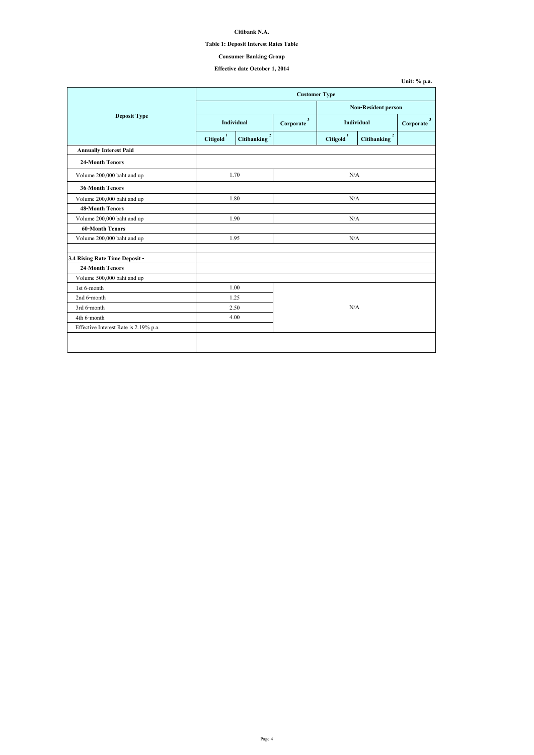**Citibank N.A.**

**Table 1: Deposit Interest Rates Table**

**Consumer Banking Group**

**Effective date October 1, 2014**

**Unit: % p.a.**

| Deposit Type | Customer Type | | | | | |
|---|---|---|---|---|---|---|
| | | | | Non-Resident person | | |
| | Individual | | Corporate [3] | Individual | | Corporate [3] |
| | Citigold [1] | Citibanking [2] | | Citigold [1] | Citibanking [2] | |
| **Annually Interest Paid** | | | | | | |
| **24-Month Tenors** | | | | | | |
| Volume 200,000 baht and up | 1.70 | | N/A | | | |
| **36-Month Tenors** | | | | | | |
| Volume 200,000 baht and up | 1.80 | | N/A | | | |
| **48-Month Tenors** | | | | | | |
| Volume 200,000 baht and up | 1.90 | | N/A | | | |
| **60-Month Tenors** | | | | | | |
| Volume 200,000 baht and up | 1.95 | | N/A | | | |
| | | | | | | |
| **3.4 Rising Rate Time Deposit -** | | | | | | |
| **24-Month Tenors** | | | | | | |
| Volume 500,000 baht and up | | | | | | |
| 1st 6-month | 1.00 | | N/A | | | |
| 2nd 6-month | 1.25 | | | | | |
| 3rd 6-month | 2.50 | | | | | |
| 4th 6-month | 4.00 | | | | | |
| Effective Interest Rate is 2.19% p.a. | | | | | | |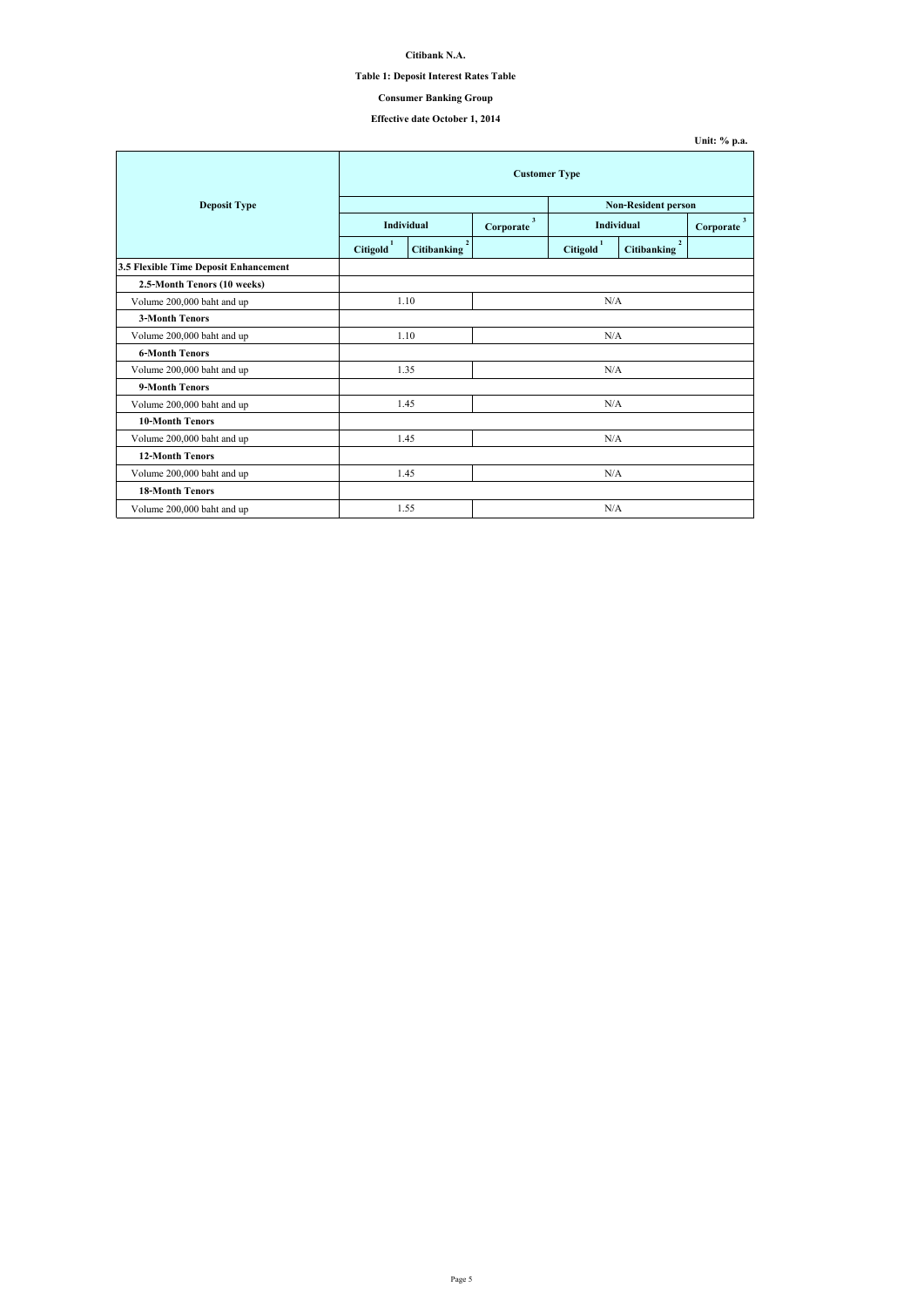**Citibank N.A.**

**Table 1: Deposit Interest Rates Table**

**Consumer Banking Group**

**Effective date October 1, 2014**

**Unit: % p.a.**

| Deposit Type | Customer Type | | | | | |
|---|---|---|---|---|---|---|
| | | | | Non-Resident person | | |
| | Individual | | Corporate [3] | Individual | | Corporate [3] |
| | Citigold [1] | Citibanking [2] | | Citigold [1] | Citibanking [2] | |
| **3.5 Flexible Time Deposit Enhancement** | | | | | | |
| **2.5-Month Tenors (10 weeks)** | | | | | | |
| Volume 200,000 baht and up | 1.10 | | N/A | | | |
| **3-Month Tenors** | | | | | | |
| Volume 200,000 baht and up | 1.10 | | N/A | | | |
| **6-Month Tenors** | | | | | | |
| Volume 200,000 baht and up | 1.35 | | N/A | | | |
| **9-Month Tenors** | | | | | | |
| Volume 200,000 baht and up | 1.45 | | N/A | | | |
| **10-Month Tenors** | | | | | | |
| Volume 200,000 baht and up | 1.45 | | N/A | | | |
| **12-Month Tenors** | | | | | | |
| Volume 200,000 baht and up | 1.45 | | N/A | | | |
| **18-Month Tenors** | | | | | | |
| Volume 200,000 baht and up | 1.55 | | N/A | | | |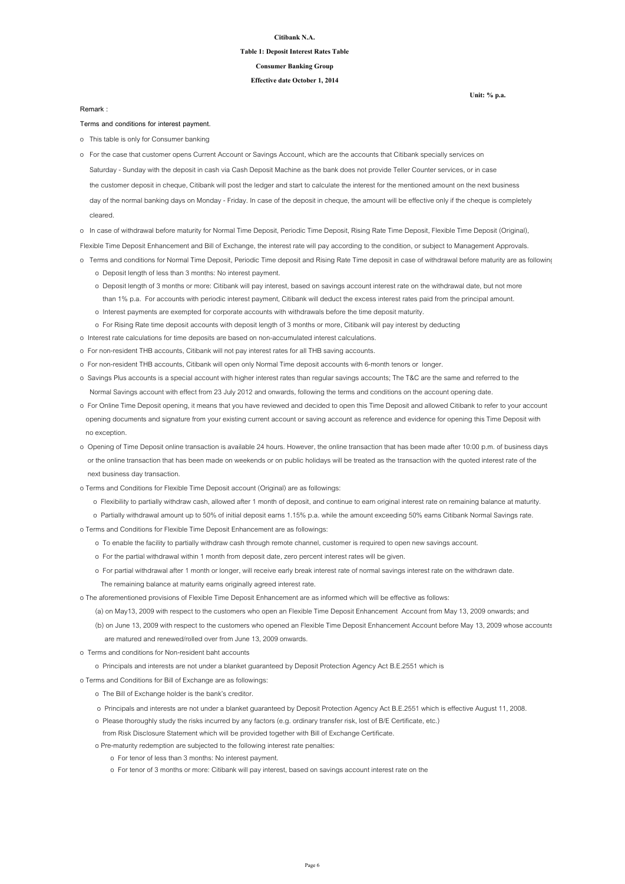**Citibank N.A.**

**Table 1: Deposit Interest Rates Table**

**Consumer Banking Group**

**Effective date October 1, 2014**

**Unit: % p.a.**

Remark :

Terms and conditions for interest payment.

- o This table is only for Consumer banking
- o For the case that customer opens Current Account or Savings Account, which are the accounts that Citibank specially services on Saturday - Sunday with the deposit in cash via Cash Deposit Machine as the bank does not provide Teller Counter services, or in case the customer deposit in cheque, Citibank will post the ledger and start to calculate the interest for the mentioned amount on the next business day of the normal banking days on Monday - Friday. In case of the deposit in cheque, the amount will be effective only if the cheque is completely cleared.
- o In case of withdrawal before maturity for Normal Time Deposit, Periodic Time Deposit, Rising Rate Time Deposit, Flexible Time Deposit (Original), Flexible Time Deposit Enhancement and Bill of Exchange, the interest rate will pay according to the condition, or subject to Management Approvals.
- o Terms and conditions for Normal Time Deposit, Periodic Time deposit and Rising Rate Time deposit in case of withdrawal before maturity are as following
  - o Deposit length of less than 3 months: No interest payment.
  - o Deposit length of 3 months or more: Citibank will pay interest, based on savings account interest rate on the withdrawal date, but not more than 1% p.a. For accounts with periodic interest payment, Citibank will deduct the excess interest rates paid from the principal amount.
  - o Interest payments are exempted for corporate accounts with withdrawals before the time deposit maturity.
  - o For Rising Rate time deposit accounts with deposit length of 3 months or more, Citibank will pay interest by deducting
- o Interest rate calculations for time deposits are based on non-accumulated interest calculations.
- o For non-resident THB accounts, Citibank will not pay interest rates for all THB saving accounts.
- o For non-resident THB accounts, Citibank will open only Normal Time deposit accounts with 6-month tenors or longer.
- o Savings Plus accounts is a special account with higher interest rates than regular savings accounts; The T&C are the same and referred to the Normal Savings account with effect from 23 July 2012 and onwards, following the terms and conditions on the account opening date.
- o For Online Time Deposit opening, it means that you have reviewed and decided to open this Time Deposit and allowed Citibank to refer to your account opening documents and signature from your existing current account or saving account as reference and evidence for opening this Time Deposit with no exception.
- o Opening of Time Deposit online transaction is available 24 hours. However, the online transaction that has been made after 10:00 p.m. of business days or the online transaction that has been made on weekends or on public holidays will be treated as the transaction with the quoted interest rate of the next business day transaction.
- o Terms and Conditions for Flexible Time Deposit account (Original) are as followings:
  - o Flexibility to partially withdraw cash, allowed after 1 month of deposit, and continue to earn original interest rate on remaining balance at maturity.
  - o Partially withdrawal amount up to 50% of initial deposit earns 1.15% p.a. while the amount exceeding 50% earns Citibank Normal Savings rate.
- o Terms and Conditions for Flexible Time Deposit Enhancement are as followings:
  - o To enable the facility to partially withdraw cash through remote channel, customer is required to open new savings account.
  - o For the partial withdrawal within 1 month from deposit date, zero percent interest rates will be given.
  - o For partial withdrawal after 1 month or longer, will receive early break interest rate of normal savings interest rate on the withdrawn date. The remaining balance at maturity earns originally agreed interest rate.
- o The aforementioned provisions of Flexible Time Deposit Enhancement are as informed which will be effective as follows:
  - (a) on May13, 2009 with respect to the customers who open an Flexible Time Deposit Enhancement Account from May 13, 2009 onwards; and
  - (b) on June 13, 2009 with respect to the customers who opened an Flexible Time Deposit Enhancement Account before May 13, 2009 whose accounts are matured and renewed/rolled over from June 13, 2009 onwards.
- o Terms and conditions for Non-resident baht accounts
  - o Principals and interests are not under a blanket guaranteed by Deposit Protection Agency Act B.E.2551 which is
- o Terms and Conditions for Bill of Exchange are as followings:
  - o The Bill of Exchange holder is the bank's creditor.
  - o Principals and interests are not under a blanket guaranteed by Deposit Protection Agency Act B.E.2551 which is effective August 11, 2008.
  - o Please thoroughly study the risks incurred by any factors (e.g. ordinary transfer risk, lost of B/E Certificate, etc.) from Risk Disclosure Statement which will be provided together with Bill of Exchange Certificate.
  - o Pre-maturity redemption are subjected to the following interest rate penalties:
    - o For tenor of less than 3 months: No interest payment.
    - o For tenor of 3 months or more: Citibank will pay interest, based on savings account interest rate on the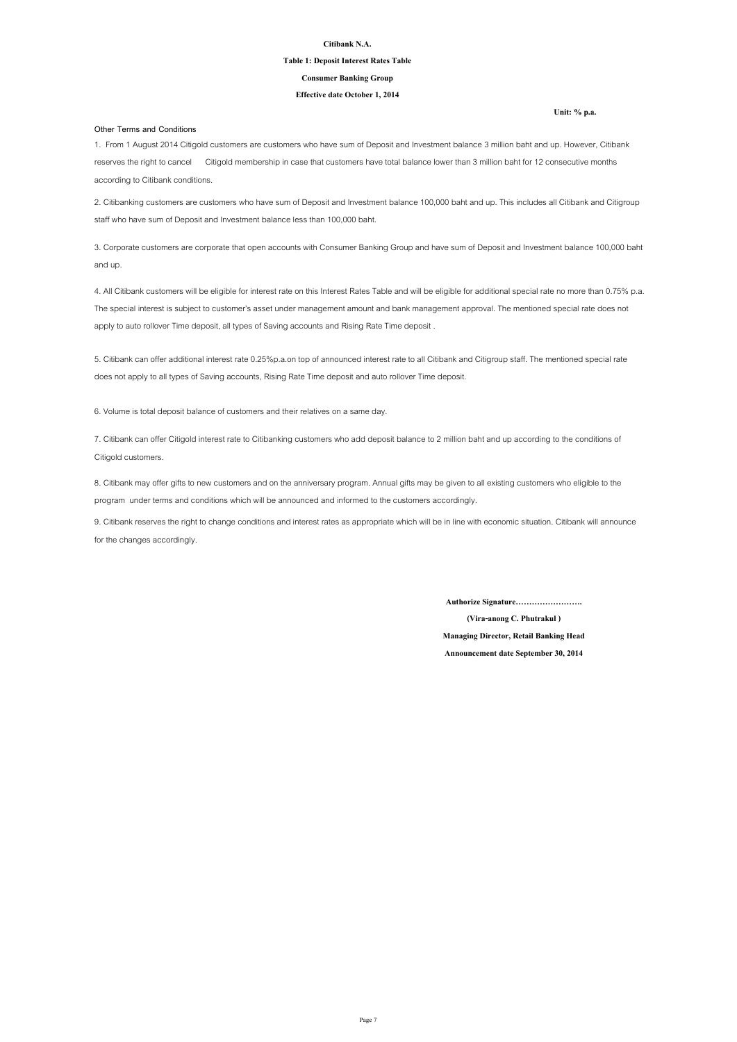**Citibank N.A.**

**Table 1: Deposit Interest Rates Table**

**Consumer Banking Group**

**Effective date October 1, 2014**

**Unit: % p.a.**

**Other Terms and Conditions**

1. From 1 August 2014 Citigold customers are customers who have sum of Deposit and Investment balance 3 million baht and up. However, Citibank reserves the right to cancel Citigold membership in case that customers have total balance lower than 3 million baht for 12 consecutive months according to Citibank conditions.

2. Citibanking customers are customers who have sum of Deposit and Investment balance 100,000 baht and up. This includes all Citibank and Citigroup staff who have sum of Deposit and Investment balance less than 100,000 baht.

3. Corporate customers are corporate that open accounts with Consumer Banking Group and have sum of Deposit and Investment balance 100,000 baht and up.

4. All Citibank customers will be eligible for interest rate on this Interest Rates Table and will be eligible for additional special rate no more than 0.75% p.a. The special interest is subject to customer's asset under management amount and bank management approval. The mentioned special rate does not apply to auto rollover Time deposit, all types of Saving accounts and Rising Rate Time deposit .

5. Citibank can offer additional interest rate 0.25%p.a.on top of announced interest rate to all Citibank and Citigroup staff. The mentioned special rate does not apply to all types of Saving accounts, Rising Rate Time deposit and auto rollover Time deposit.

6. Volume is total deposit balance of customers and their relatives on a same day.

7. Citibank can offer Citigold interest rate to Citibanking customers who add deposit balance to 2 million baht and up according to the conditions of Citigold customers.

8. Citibank may offer gifts to new customers and on the anniversary program. Annual gifts may be given to all existing customers who eligible to the program under terms and conditions which will be announced and informed to the customers accordingly.

9. Citibank reserves the right to change conditions and interest rates as appropriate which will be in line with economic situation. Citibank will announce for the changes accordingly.

**Authorize Signature…………………….**

**(Vira-anong C. Phutrakul )**

**Managing Director, Retail Banking Head**

**Announcement date September 30, 2014**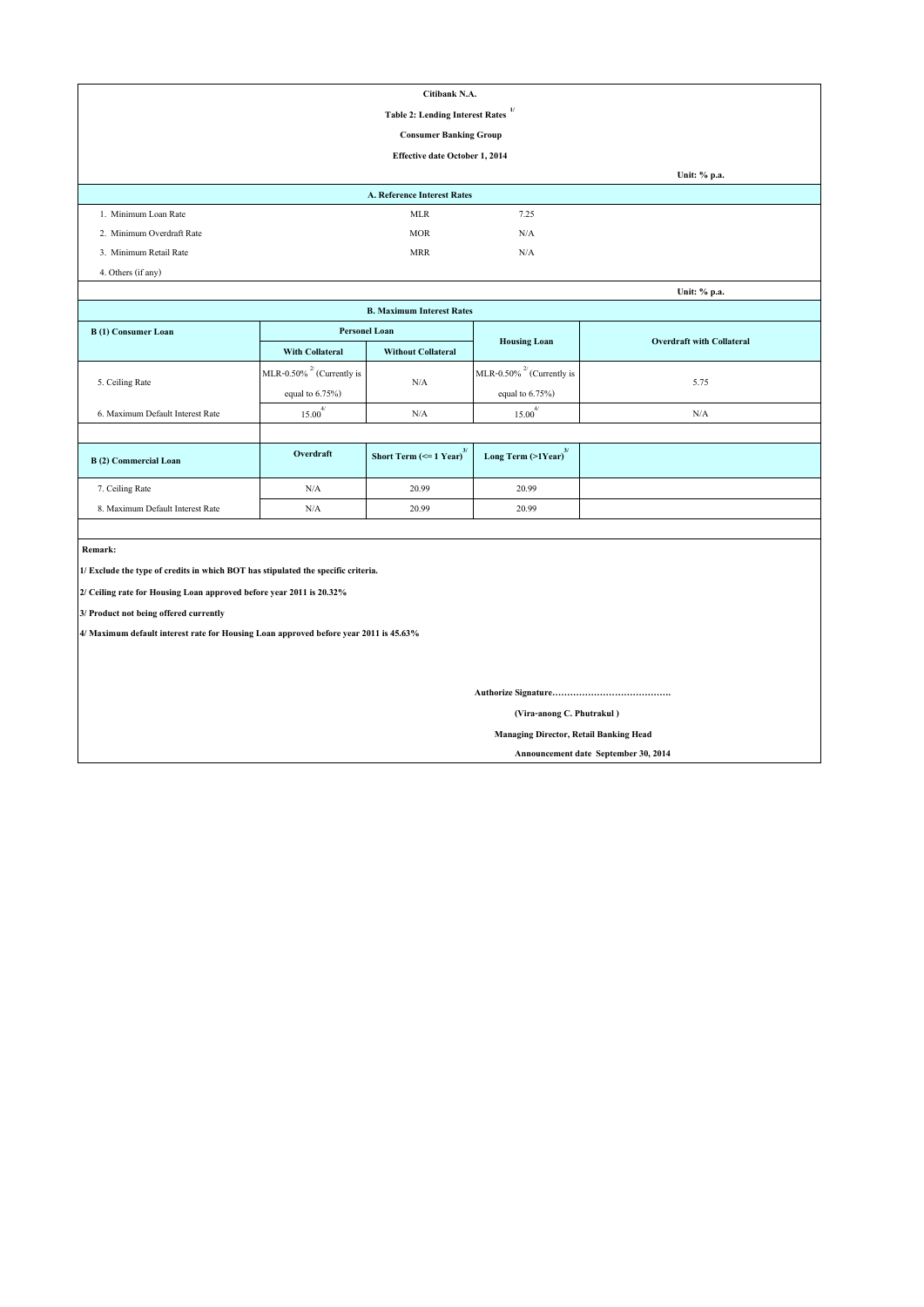# Citibank N.A.

## Table 2: Lending Interest Rates [1/]

### Consumer Banking Group

**Effective date October 1, 2014**

Unit: % p.a.

| A. Reference Interest Rates | | |
|---|---|---|
| 1. Minimum Loan Rate | MLR | 7.25 |
| 2. Minimum Overdraft Rate | MOR | N/A |
| 3. Minimum Retail Rate | MRR | N/A |
| 4. Others (if any) | | |

Unit: % p.a.

**B. Maximum Interest Rates**

| B (1) Consumer Loan | Personel Loan | | Housing Loan | Overdraft with Collateral |
|---|---|---|---|---|
| | With Collateral | Without Collateral | | |
| 5. Ceiling Rate | MLR-0.50% [2/] (Currently is equal to 6.75%) | N/A | MLR-0.50% [2/] (Currently is equal to 6.75%) | 5.75 |
| 6. Maximum Default Interest Rate | 15.00 [4/] | N/A | 15.00 [4/] | N/A |

| B (2) Commercial Loan | Overdraft | Short Term (<= 1 Year) [3/] | Long Term (>1Year) [3/] | |
|---|---|---|---|---|
| 7. Ceiling Rate | N/A | 20.99 | 20.99 | |
| 8. Maximum Default Interest Rate | N/A | 20.99 | 20.99 | |

**Remark:**

**1/ Exclude the type of credits in which BOT has stipulated the specific criteria.**

**2/ Ceiling rate for Housing Loan approved before year 2011 is 20.32%**

**3/ Product not being offered currently**

**4/ Maximum default interest rate for Housing Loan approved before year 2011 is 45.63%**

**Authorize Signature………………………………….**

**(Vira-anong C. Phutrakul )**

**Managing Director, Retail Banking Head**

**Announcement date September 30, 2014**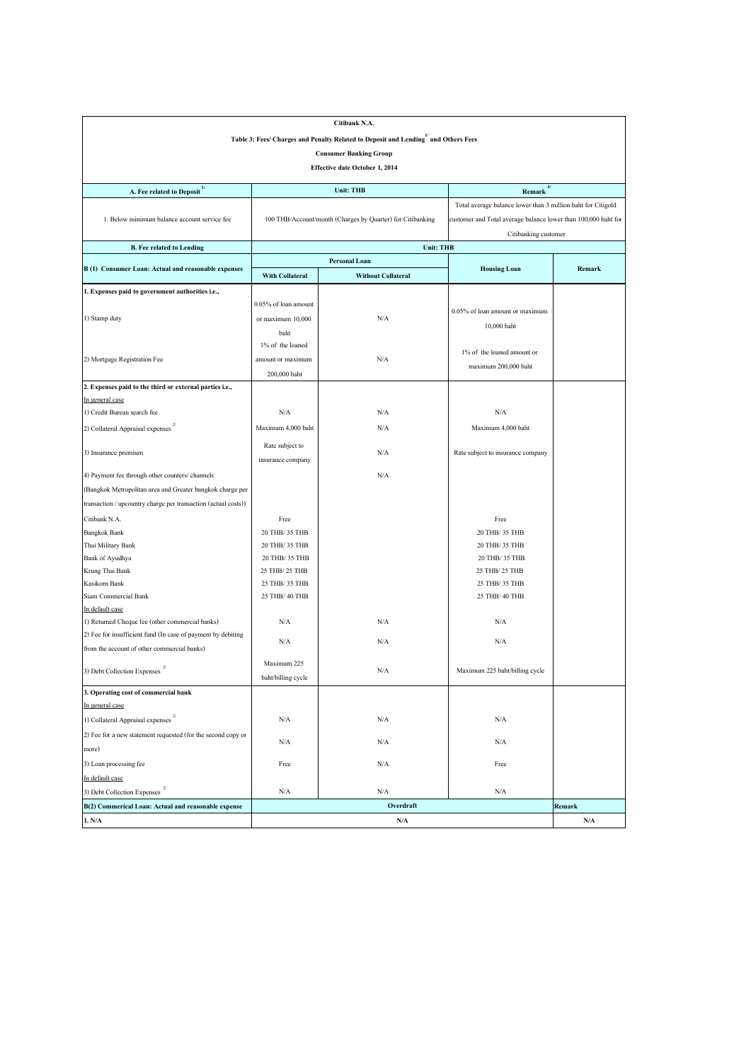**Citibank N.A.**

**Table 3: Fees/ Charges and Penalty Related to Deposit and Lending[1/] and Others Fees**

**Consumer Banking Group**

**Effective date October 1, 2014**

| A. Fee related to Deposit[3/] | Unit: THB | | Remark[4/] | |
|---|---|---|---|---|
| 1. Below minimum balance account service fee | 100 THB/Account/month (Charges by Quarter) for Citibanking | | Total average balance lower than 3 million baht for Citigold customer and Total average balance lower than 100,000 baht for Citibanking customer | |
| **B. Fee related to Lending** | **Unit: THB** | | | |
| **B (1) Consumer Loan: Actual and reasonable expenses** | **Personal Loan** | | **Housing Loan** | **Remark** |
| | **With Collateral** | **Without Collateral** | | |
| **1. Expenses paid to government authorities i.e.,** | | | | |
| 1) Stamp duty | 0.05% of loan amount or maximum 10,000 baht | N/A | 0.05% of loan amount or maximum 10,000 baht | |
| 2) Mortgage Registration Fee | 1% of the loaned amount or maximum 200,000 baht | N/A | 1% of the loaned amount or maximum 200,000 baht | |
| **2. Expenses paid to the third or external parties i.e.,** | | | | |
| In general case | | | | |
| 1) Credit Bureau search fee | N/A | N/A | N/A | |
| 2) Collateral Appraisal expenses[2/] | Maximum 4,000 baht | N/A | Maximum 4,000 baht | |
| 3) Insurance premium | Rate subject to insurance company | N/A | Rate subject to insurance company | |
| 4) Payment fee through other counters/ channels (Bangkok Metropolitan area and Greater bangkok charge per transaction / upcountry charge per transaction (actual costs)) | | N/A | | |
| Citibank N.A. | Free | | Free | |
| Bangkok Bank | 20 THB/ 35 THB | | 20 THB/ 35 THB | |
| Thai Military Bank | 20 THB/ 35 THB | | 20 THB/ 35 THB | |
| Bank of Ayudhya | 20 THB/ 35 THB | | 20 THB/ 35 THB | |
| Krung Thai Bank | 25 THB/ 25 THB | | 25 THB/ 25 THB | |
| Kasikorn Bank | 25 THB/ 35 THB | | 25 THB/ 35 THB | |
| Siam Commercial Bank | 25 THB/ 40 THB | | 25 THB/ 40 THB | |
| In default case | | | | |
| 1) Returned Cheque fee (other commercial banks) | N/A | N/A | N/A | |
| 2) Fee for insufficient fund (In case of payment by debiting from the account of other commercial banks) | N/A | N/A | N/A | |
| 3) Debt Collection Expenses[2/] | Maximum 225 baht/billing cycle | N/A | Maximum 225 baht/billing cycle | |
| **3. Operating cost of commercial bank** | | | | |
| In general case | | | | |
| 1) Collateral Appraisal expenses[2/] | N/A | N/A | N/A | |
| 2) Fee for a new statement requested (for the second copy or more) | N/A | N/A | N/A | |
| 3) Loan processing fee | Free | N/A | Free | |
| In default case | | | | |
| 3) Debt Collection Expenses[2/] | N/A | N/A | N/A | |
| **B(2) Commerical Loan: Actual and reasonable expense** | **Overdraft** | | | **Remark** |
| **1. N/A** | **N/A** | | | **N/A** |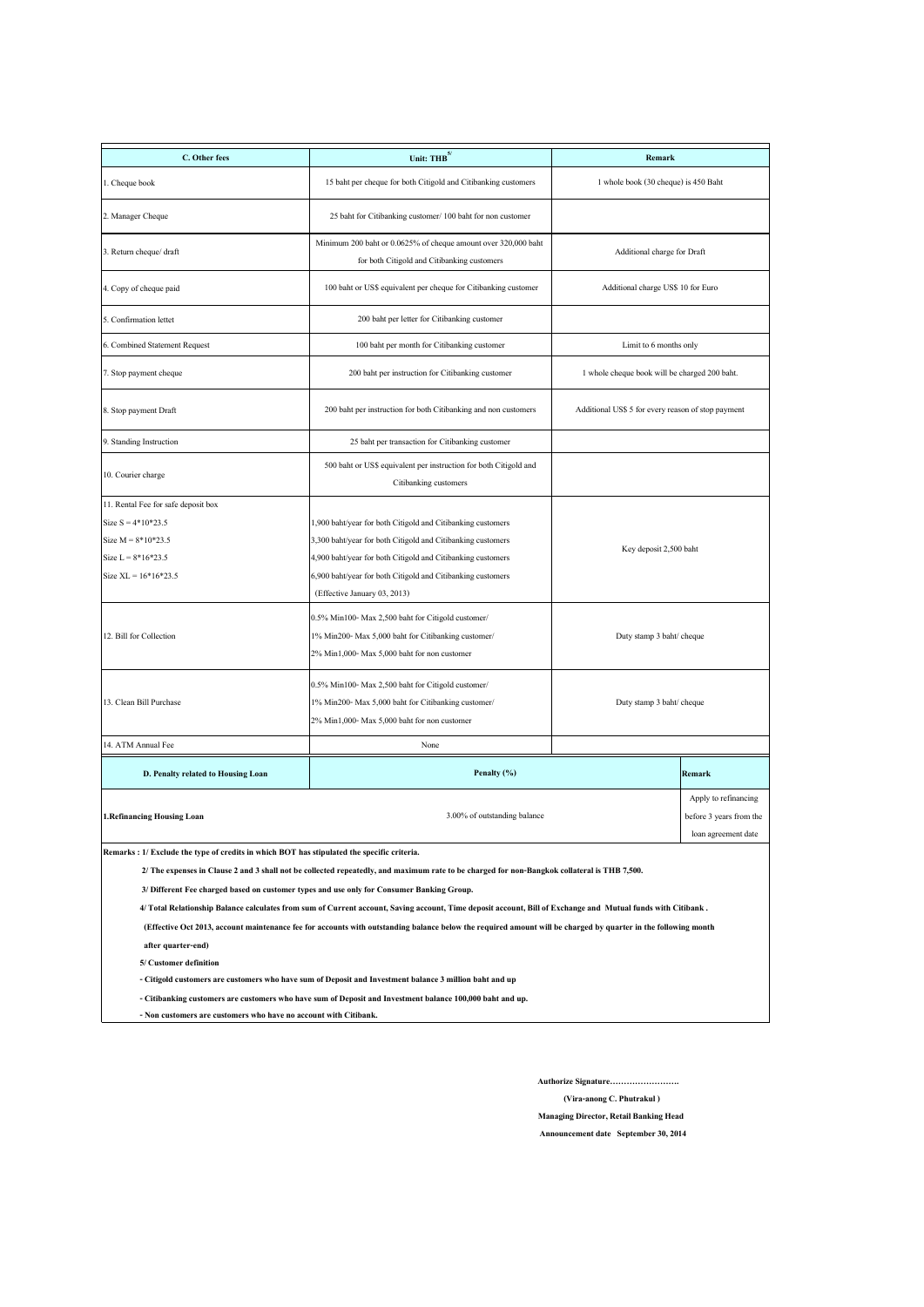| C. Other fees | Unit: THB[5/] | Remark |
|---|---|---|
| 1. Cheque book | 15 baht per cheque for both Citigold and Citibanking customers | 1 whole book (30 cheque) is 450 Baht |
| 2. Manager Cheque | 25 baht for Citibanking customer/ 100 baht for non customer | |
| 3. Return cheque/ draft | Minimum 200 baht or 0.0625% of cheque amount over 320,000 baht for both Citigold and Citibanking customers | Additional charge for Draft |
| 4. Copy of cheque paid | 100 baht or US$ equivalent per cheque for Citibanking customer | Additional charge US$ 10 for Euro |
| 5. Confirmation lettet | 200 baht per letter for Citibanking customer | |
| 6. Combined Statement Request | 100 baht per month for Citibanking customer | Limit to 6 months only |
| 7. Stop payment cheque | 200 baht per instruction for Citibanking customer | 1 whole cheque book will be charged 200 baht. |
| 8. Stop payment Draft | 200 baht per instruction for both Citibanking and non customers | Additional US$ 5 for every reason of stop payment |
| 9. Standing Instruction | 25 baht per transaction for Citibanking customer | |
| 10. Courier charge | 500 baht or US$ equivalent per instruction for both Citigold and Citibanking customers | |
| 11. Rental Fee for safe deposit box<br>Size S = 4*10*23.5<br>Size M = 8*10*23.5<br>Size L = 8*16*23.5<br>Size XL = 16*16*23.5 | 1,900 baht/year for both Citigold and Citibanking customers<br>3,300 baht/year for both Citigold and Citibanking customers<br>4,900 baht/year for both Citigold and Citibanking customers<br>6,900 baht/year for both Citigold and Citibanking customers<br>(Effective January 03, 2013) | Key deposit 2,500 baht |
| 12. Bill for Collection | 0.5% Min100- Max 2,500 baht for Citigold customer/<br>1% Min200- Max 5,000 baht for Citibanking customer/<br>2% Min1,000- Max 5,000 baht for non customer | Duty stamp 3 baht/ cheque |
| 13. Clean Bill Purchase | 0.5% Min100- Max 2,500 baht for Citigold customer/<br>1% Min200- Max 5,000 baht for Citibanking customer/<br>2% Min1,000- Max 5,000 baht for non customer | Duty stamp 3 baht/ cheque |
| 14. ATM Annual Fee | None | |

| D. Penalty related to Housing Loan | Penalty (%) | Remark |
|---|---|---|
| **1.Refinancing Housing Loan** | 3.00% of outstanding balance | Apply to refinancing before 3 years from the loan agreement date |

**Remarks : 1/ Exclude the type of credits in which BOT has stipulated the specific criteria.**

**2/ The expenses in Clause 2 and 3 shall not be collected repeatedly, and maximum rate to be charged for non-Bangkok collateral is THB 7,500.**

**3/ Different Fee charged based on customer types and use only for Consumer Banking Group.**

**4/ Total Relationship Balance calculates from sum of Current account, Saving account, Time deposit account, Bill of Exchange and Mutual funds with Citibank .**

**(Effective Oct 2013, account maintenance fee for accounts with outstanding balance below the required amount will be charged by quarter in the following month after quarter-end)**

**5/ Customer definition**

**- Citigold customers are customers who have sum of Deposit and Investment balance 3 million baht and up**

**- Citibanking customers are customers who have sum of Deposit and Investment balance 100,000 baht and up.**

**- Non customers are customers who have no account with Citibank.**

**Authorize Signature…………………….**

**(Vira-anong C. Phutrakul )**

**Managing Director, Retail Banking Head**

**Announcement date September 30, 2014**